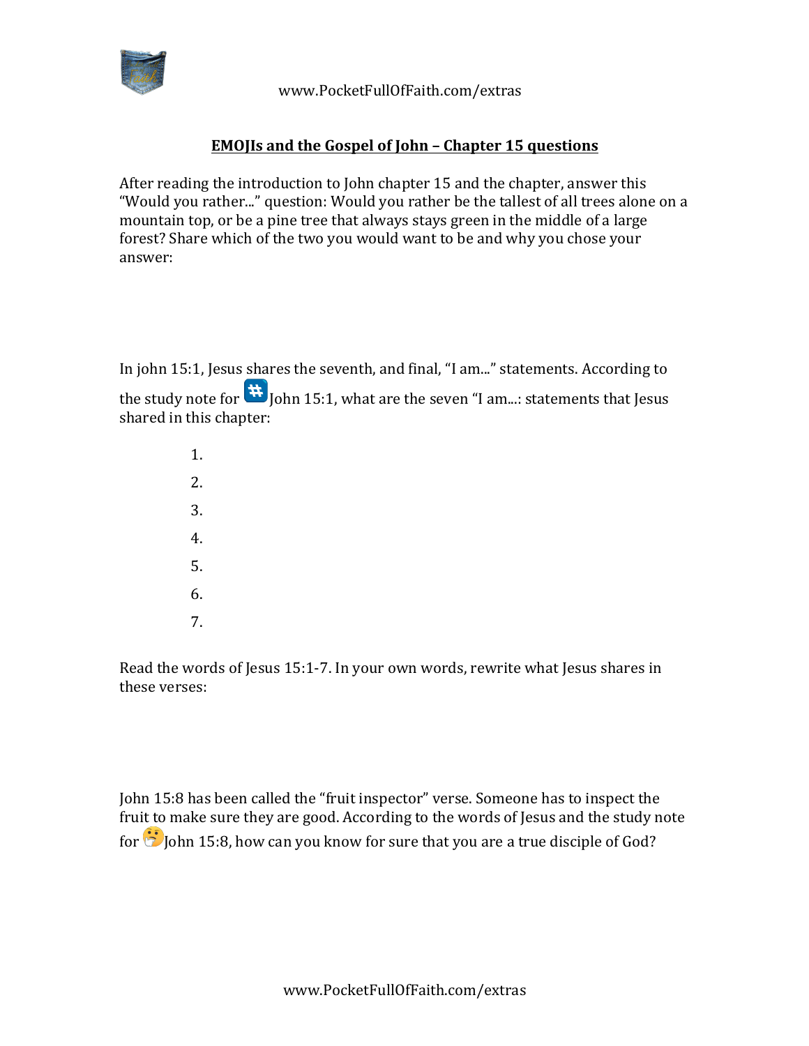**EMOJIs and the Gospel of John – Chapter 15 questions**

After reading the introduction to John chapter 15 and the chapter, answer this "Would you rather..." question: Would you rather be the tallest of all trees alone on a mountain top, or be a pine tree that always stays green in the middle of a large forest? Share which of the two you would want to be and why you chose your answer:

In john 15:1, Jesus shares the seventh, and final, "I am..." statements. According to the study note for #️⃣ John 15:1, what are the seven "I am...: statements that Jesus shared in this chapter:

1.
2.
3.
4.
5.
6.
7.

Read the words of Jesus 15:1-7. In your own words, rewrite what Jesus shares in these verses:

John 15:8 has been called the "fruit inspector" verse. Someone has to inspect the fruit to make sure they are good. According to the words of Jesus and the study note for 🤔 John 15:8, how can you know for sure that you are a true disciple of God?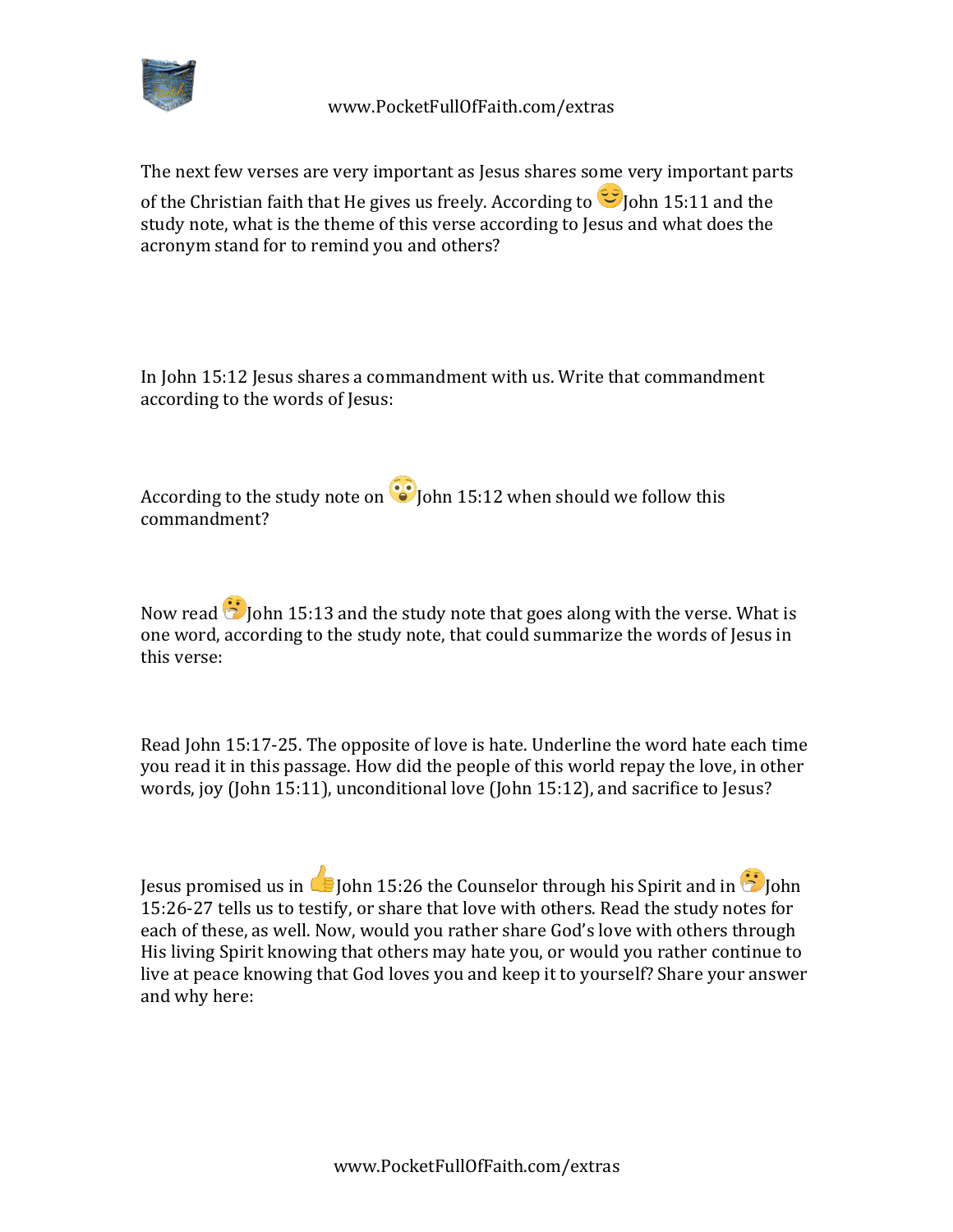The next few verses are very important as Jesus shares some very important parts of the Christian faith that He gives us freely. According to 😌John 15:11 and the study note, what is the theme of this verse according to Jesus and what does the acronym stand for to remind you and others?

In John 15:12 Jesus shares a commandment with us. Write that commandment according to the words of Jesus:

According to the study note on 😲John 15:12 when should we follow this commandment?

Now read 🤔John 15:13 and the study note that goes along with the verse. What is one word, according to the study note, that could summarize the words of Jesus in this verse:

Read John 15:17-25. The opposite of love is hate. Underline the word hate each time you read it in this passage. How did the people of this world repay the love, in other words, joy (John 15:11), unconditional love (John 15:12), and sacrifice to Jesus?

Jesus promised us in 👍John 15:26 the Counselor through his Spirit and in 🤔John 15:26-27 tells us to testify, or share that love with others. Read the study notes for each of these, as well. Now, would you rather share God's love with others through His living Spirit knowing that others may hate you, or would you rather continue to live at peace knowing that God loves you and keep it to yourself? Share your answer and why here: